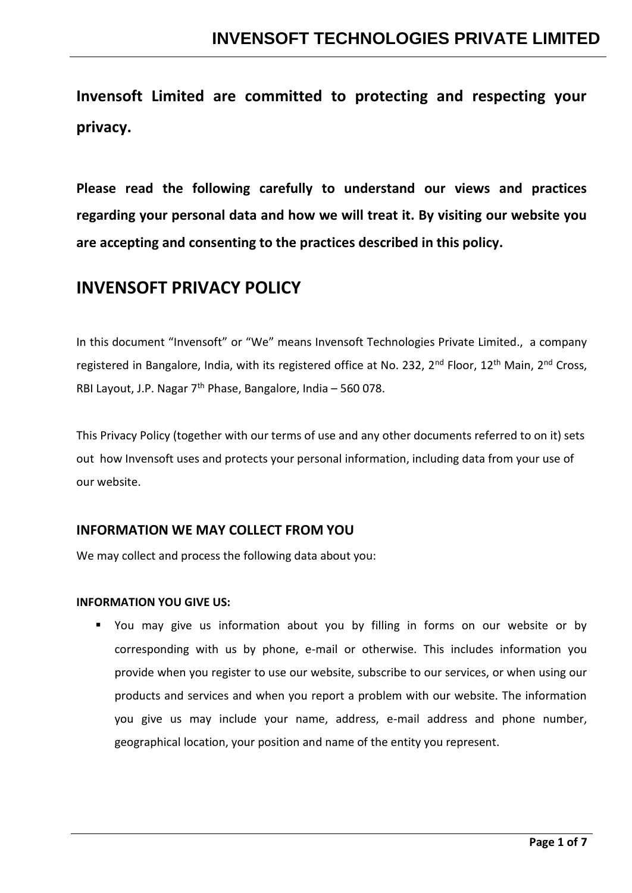**Invensoft Limited are committed to protecting and respecting your privacy.**

**Please read the following carefully to understand our views and practices regarding your personal data and how we will treat it. By visiting our website you are accepting and consenting to the practices described in this policy.**

# INVENSOFT PRIVACY POLICY

In this document "Invensoft" or "We" means Invensoft Technologies Private Limited., a company registered in Bangalore, India, with its registered office at No. 232, 2nd Floor, 12th Main, 2nd Cross, RBI Layout, J.P. Nagar 7th Phase, Bangalore, India – 560 078.

This Privacy Policy (together with our terms of use and any other documents referred to on it) sets out how Invensoft uses and protects your personal information, including data from your use of our website.

## INFORMATION WE MAY COLLECT FROM YOU

We may collect and process the following data about you:

**INFORMATION YOU GIVE US:**

- You may give us information about you by filling in forms on our website or by corresponding with us by phone, e-mail or otherwise. This includes information you provide when you register to use our website, subscribe to our services, or when using our products and services and when you report a problem with our website. The information you give us may include your name, address, e-mail address and phone number, geographical location, your position and name of the entity you represent.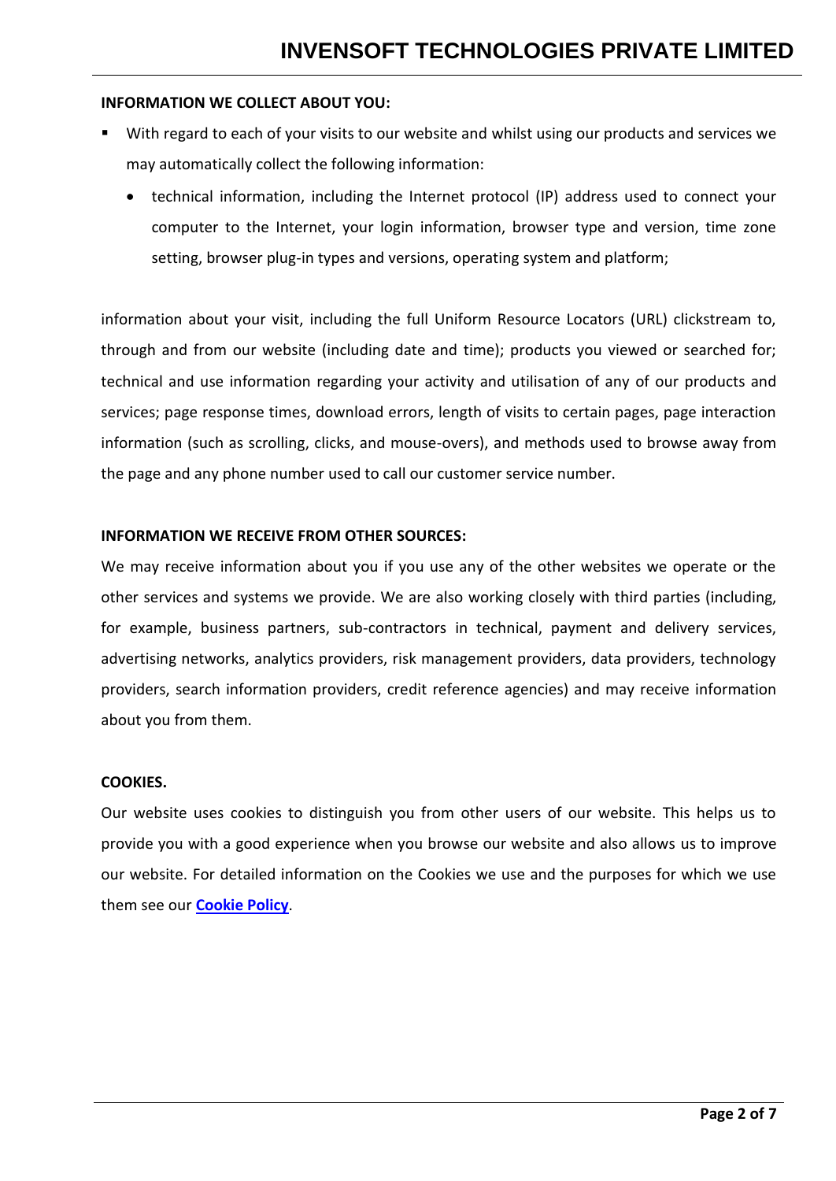**INFORMATION WE COLLECT ABOUT YOU:**

- With regard to each of your visits to our website and whilst using our products and services we may automatically collect the following information:
  - technical information, including the Internet protocol (IP) address used to connect your computer to the Internet, your login information, browser type and version, time zone setting, browser plug-in types and versions, operating system and platform;

information about your visit, including the full Uniform Resource Locators (URL) clickstream to, through and from our website (including date and time); products you viewed or searched for; technical and use information regarding your activity and utilisation of any of our products and services; page response times, download errors, length of visits to certain pages, page interaction information (such as scrolling, clicks, and mouse-overs), and methods used to browse away from the page and any phone number used to call our customer service number.

**INFORMATION WE RECEIVE FROM OTHER SOURCES:**

We may receive information about you if you use any of the other websites we operate or the other services and systems we provide. We are also working closely with third parties (including, for example, business partners, sub-contractors in technical, payment and delivery services, advertising networks, analytics providers, risk management providers, data providers, technology providers, search information providers, credit reference agencies) and may receive information about you from them.

**COOKIES.**

Our website uses cookies to distinguish you from other users of our website. This helps us to provide you with a good experience when you browse our website and also allows us to improve our website. For detailed information on the Cookies we use and the purposes for which we use them see our **Cookie Policy**.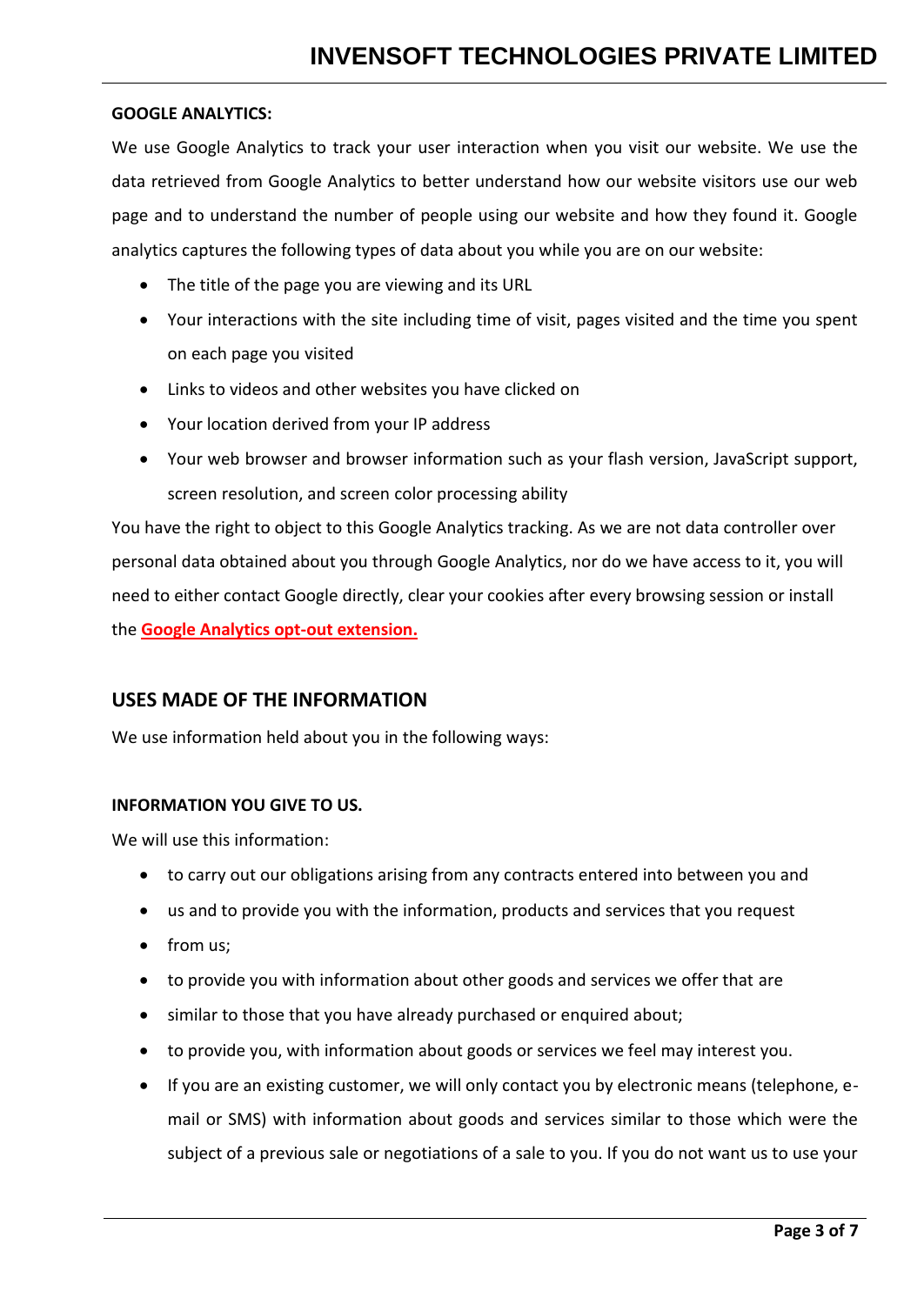**GOOGLE ANALYTICS:**

We use Google Analytics to track your user interaction when you visit our website. We use the data retrieved from Google Analytics to better understand how our website visitors use our web page and to understand the number of people using our website and how they found it. Google analytics captures the following types of data about you while you are on our website:

- The title of the page you are viewing and its URL
- Your interactions with the site including time of visit, pages visited and the time you spent on each page you visited
- Links to videos and other websites you have clicked on
- Your location derived from your IP address
- Your web browser and browser information such as your flash version, JavaScript support, screen resolution, and screen color processing ability

You have the right to object to this Google Analytics tracking. As we are not data controller over personal data obtained about you through Google Analytics, nor do we have access to it, you will need to either contact Google directly, clear your cookies after every browsing session or install the **Google Analytics opt-out extension.**

## USES MADE OF THE INFORMATION

We use information held about you in the following ways:

**INFORMATION YOU GIVE TO US.**

We will use this information:

- to carry out our obligations arising from any contracts entered into between you and
- us and to provide you with the information, products and services that you request
- from us;
- to provide you with information about other goods and services we offer that are
- similar to those that you have already purchased or enquired about;
- to provide you, with information about goods or services we feel may interest you.
- If you are an existing customer, we will only contact you by electronic means (telephone, e-mail or SMS) with information about goods and services similar to those which were the subject of a previous sale or negotiations of a sale to you. If you do not want us to use your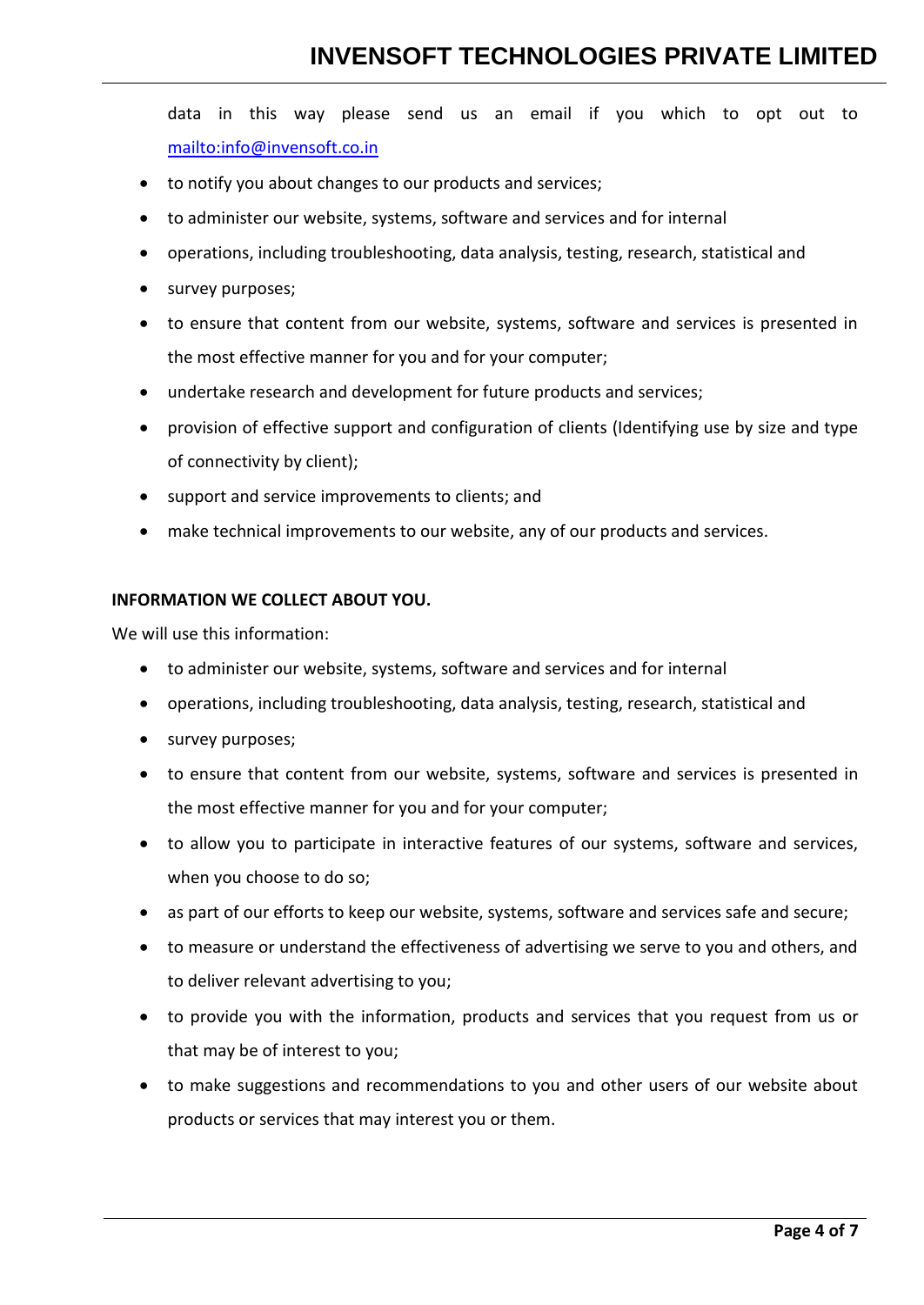data in this way please send us an email if you which to opt out to [mailto:info@invensoft.co.in](mailto:info@invensoft.co.in)

- to notify you about changes to our products and services;
- to administer our website, systems, software and services and for internal
- operations, including troubleshooting, data analysis, testing, research, statistical and
- survey purposes;
- to ensure that content from our website, systems, software and services is presented in the most effective manner for you and for your computer;
- undertake research and development for future products and services;
- provision of effective support and configuration of clients (Identifying use by size and type of connectivity by client);
- support and service improvements to clients; and
- make technical improvements to our website, any of our products and services.

**INFORMATION WE COLLECT ABOUT YOU.**

We will use this information:

- to administer our website, systems, software and services and for internal
- operations, including troubleshooting, data analysis, testing, research, statistical and
- survey purposes;
- to ensure that content from our website, systems, software and services is presented in the most effective manner for you and for your computer;
- to allow you to participate in interactive features of our systems, software and services, when you choose to do so;
- as part of our efforts to keep our website, systems, software and services safe and secure;
- to measure or understand the effectiveness of advertising we serve to you and others, and to deliver relevant advertising to you;
- to provide you with the information, products and services that you request from us or that may be of interest to you;
- to make suggestions and recommendations to you and other users of our website about products or services that may interest you or them.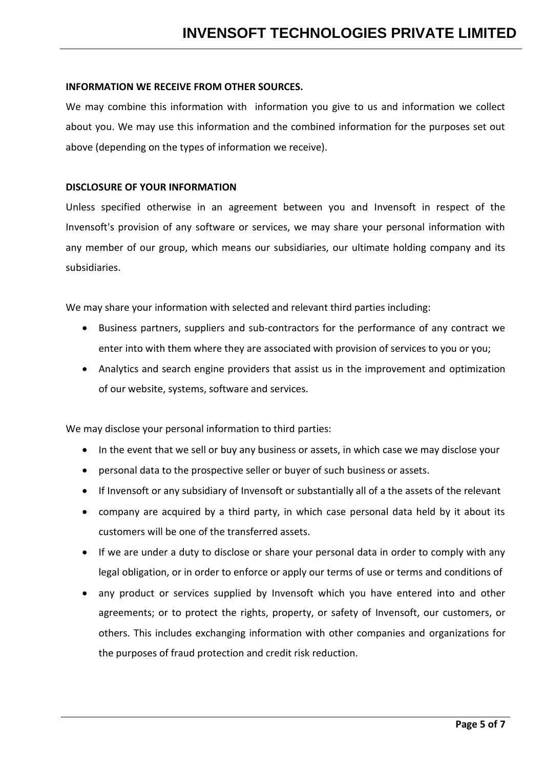**INFORMATION WE RECEIVE FROM OTHER SOURCES.**

We may combine this information with information you give to us and information we collect about you. We may use this information and the combined information for the purposes set out above (depending on the types of information we receive).

**DISCLOSURE OF YOUR INFORMATION**

Unless specified otherwise in an agreement between you and Invensoft in respect of the Invensoft's provision of any software or services, we may share your personal information with any member of our group, which means our subsidiaries, our ultimate holding company and its subsidiaries.

We may share your information with selected and relevant third parties including:

- Business partners, suppliers and sub-contractors for the performance of any contract we enter into with them where they are associated with provision of services to you or you;
- Analytics and search engine providers that assist us in the improvement and optimization of our website, systems, software and services.

We may disclose your personal information to third parties:

- In the event that we sell or buy any business or assets, in which case we may disclose your
- personal data to the prospective seller or buyer of such business or assets.
- If Invensoft or any subsidiary of Invensoft or substantially all of a the assets of the relevant
- company are acquired by a third party, in which case personal data held by it about its customers will be one of the transferred assets.
- If we are under a duty to disclose or share your personal data in order to comply with any legal obligation, or in order to enforce or apply our terms of use or terms and conditions of
- any product or services supplied by Invensoft which you have entered into and other agreements; or to protect the rights, property, or safety of Invensoft, our customers, or others. This includes exchanging information with other companies and organizations for the purposes of fraud protection and credit risk reduction.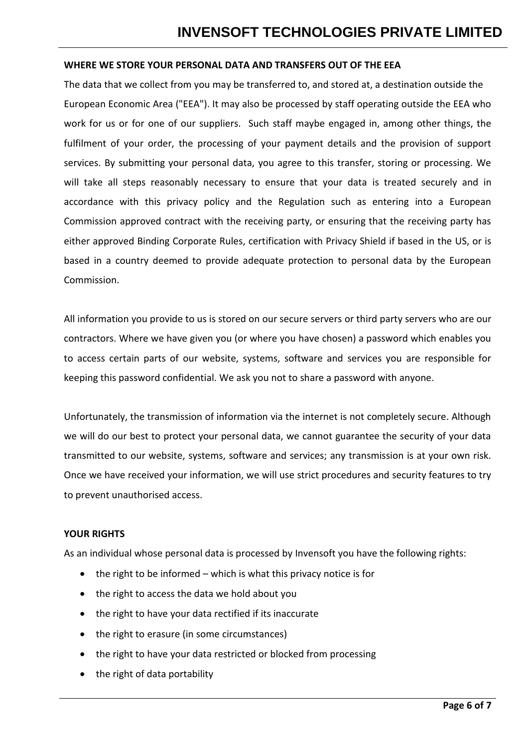**WHERE WE STORE YOUR PERSONAL DATA AND TRANSFERS OUT OF THE EEA**

The data that we collect from you may be transferred to, and stored at, a destination outside the European Economic Area ("EEA"). It may also be processed by staff operating outside the EEA who work for us or for one of our suppliers. Such staff maybe engaged in, among other things, the fulfilment of your order, the processing of your payment details and the provision of support services. By submitting your personal data, you agree to this transfer, storing or processing. We will take all steps reasonably necessary to ensure that your data is treated securely and in accordance with this privacy policy and the Regulation such as entering into a European Commission approved contract with the receiving party, or ensuring that the receiving party has either approved Binding Corporate Rules, certification with Privacy Shield if based in the US, or is based in a country deemed to provide adequate protection to personal data by the European Commission.

All information you provide to us is stored on our secure servers or third party servers who are our contractors. Where we have given you (or where you have chosen) a password which enables you to access certain parts of our website, systems, software and services you are responsible for keeping this password confidential. We ask you not to share a password with anyone.

Unfortunately, the transmission of information via the internet is not completely secure. Although we will do our best to protect your personal data, we cannot guarantee the security of your data transmitted to our website, systems, software and services; any transmission is at your own risk. Once we have received your information, we will use strict procedures and security features to try to prevent unauthorised access.

**YOUR RIGHTS**

As an individual whose personal data is processed by Invensoft you have the following rights:

- the right to be informed – which is what this privacy notice is for
- the right to access the data we hold about you
- the right to have your data rectified if its inaccurate
- the right to erasure (in some circumstances)
- the right to have your data restricted or blocked from processing
- the right of data portability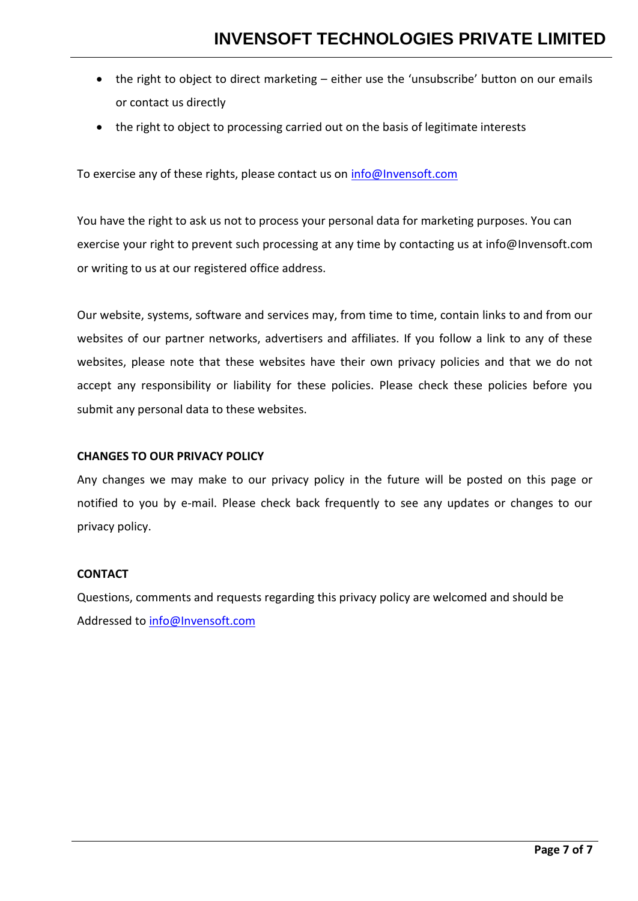- the right to object to direct marketing – either use the 'unsubscribe' button on our emails or contact us directly
- the right to object to processing carried out on the basis of legitimate interests

To exercise any of these rights, please contact us on info@Invensoft.com

You have the right to ask us not to process your personal data for marketing purposes. You can exercise your right to prevent such processing at any time by contacting us at info@Invensoft.com or writing to us at our registered office address.

Our website, systems, software and services may, from time to time, contain links to and from our websites of our partner networks, advertisers and affiliates. If you follow a link to any of these websites, please note that these websites have their own privacy policies and that we do not accept any responsibility or liability for these policies. Please check these policies before you submit any personal data to these websites.

**CHANGES TO OUR PRIVACY POLICY**

Any changes we may make to our privacy policy in the future will be posted on this page or notified to you by e-mail. Please check back frequently to see any updates or changes to our privacy policy.

**CONTACT**

Questions, comments and requests regarding this privacy policy are welcomed and should be Addressed to info@Invensoft.com